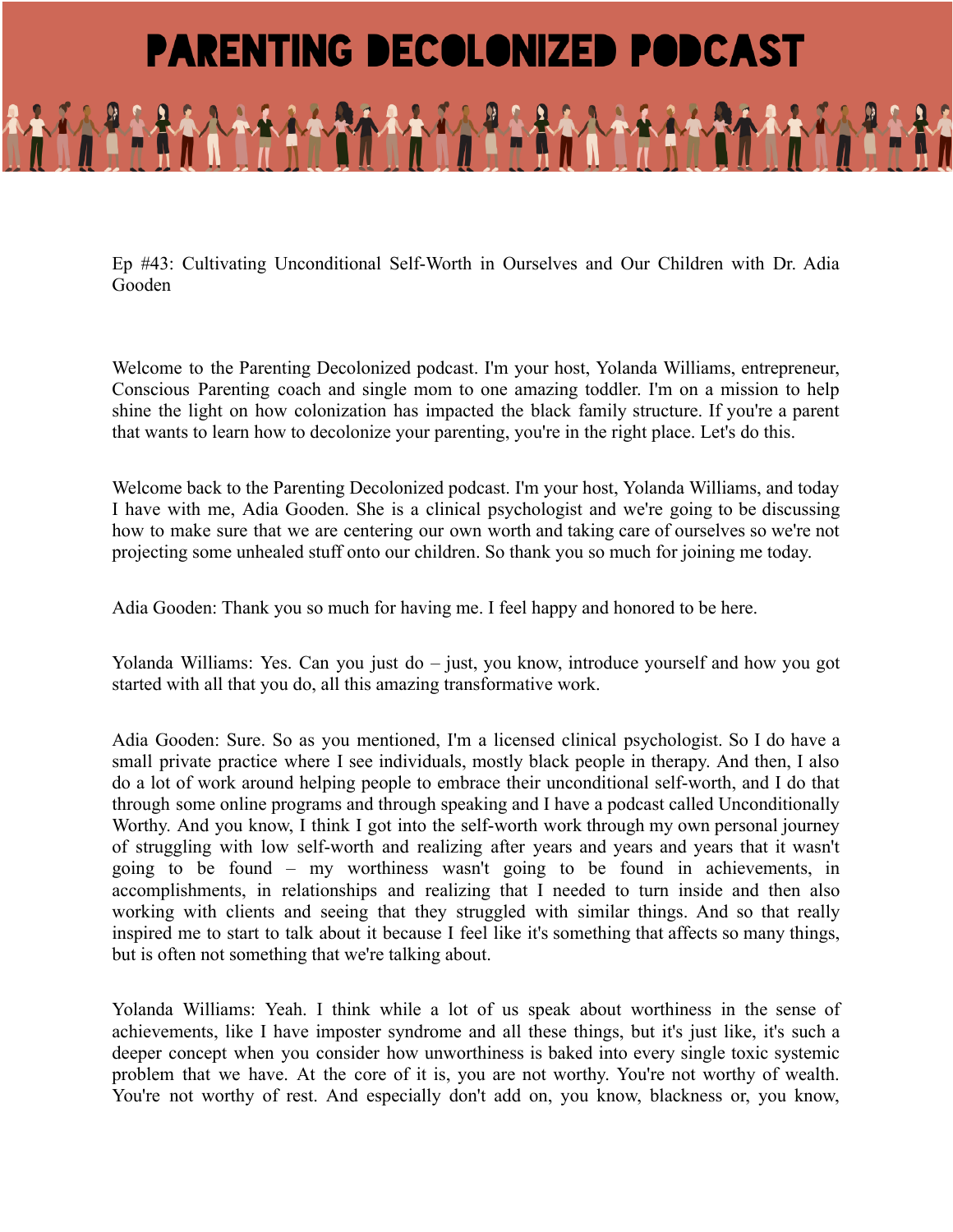# PARENTING DECOLONIZED PODCAST

Ep #43: Cultivating Unconditional Self-Worth in Ourselves and Our Children with Dr. Adia Gooden

Welcome to the Parenting Decolonized podcast. I'm your host, Yolanda Williams, entrepreneur, Conscious Parenting coach and single mom to one amazing toddler. I'm on a mission to help shine the light on how colonization has impacted the black family structure. If you're a parent that wants to learn how to decolonize your parenting, you're in the right place. Let's do this.

Welcome back to the Parenting Decolonized podcast. I'm your host, Yolanda Williams, and today I have with me, Adia Gooden. She is a clinical psychologist and we're going to be discussing how to make sure that we are centering our own worth and taking care of ourselves so we're not projecting some unhealed stuff onto our children. So thank you so much for joining me today.

Adia Gooden: Thank you so much for having me. I feel happy and honored to be here.

Yolanda Williams: Yes. Can you just do – just, you know, introduce yourself and how you got started with all that you do, all this amazing transformative work.

Adia Gooden: Sure. So as you mentioned, I'm a licensed clinical psychologist. So I do have a small private practice where I see individuals, mostly black people in therapy. And then, I also do a lot of work around helping people to embrace their unconditional self-worth, and I do that through some online programs and through speaking and I have a podcast called Unconditionally Worthy. And you know, I think I got into the self-worth work through my own personal journey of struggling with low self-worth and realizing after years and years and years that it wasn't going to be found – my worthiness wasn't going to be found in achievements, in accomplishments, in relationships and realizing that I needed to turn inside and then also working with clients and seeing that they struggled with similar things. And so that really inspired me to start to talk about it because I feel like it's something that affects so many things, but is often not something that we're talking about.

Yolanda Williams: Yeah. I think while a lot of us speak about worthiness in the sense of achievements, like I have imposter syndrome and all these things, but it's just like, it's such a deeper concept when you consider how unworthiness is baked into every single toxic systemic problem that we have. At the core of it is, you are not worthy. You're not worthy of wealth. You're not worthy of rest. And especially don't add on, you know, blackness or, you know,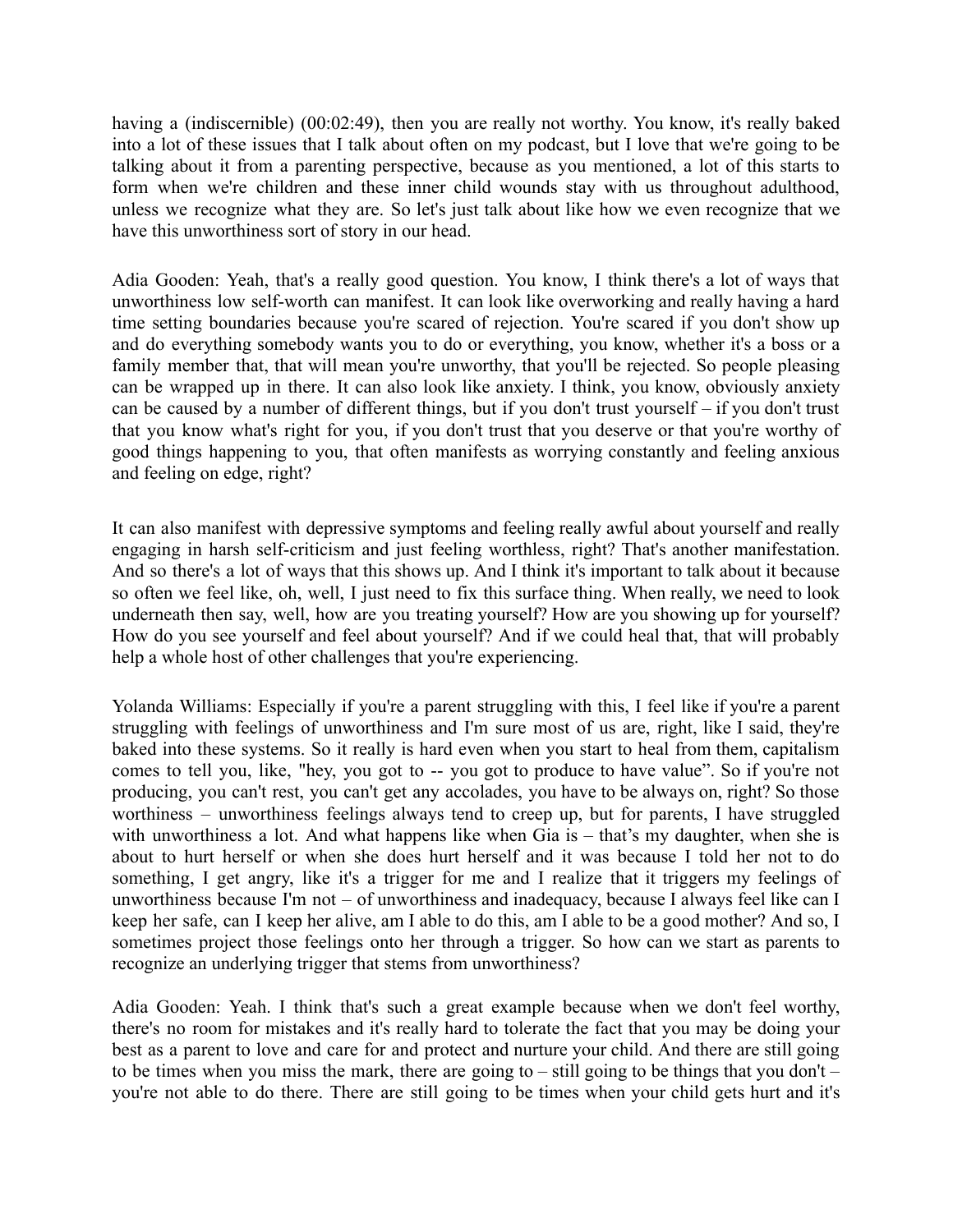having a (indiscernible) (00:02:49), then you are really not worthy. You know, it's really baked into a lot of these issues that I talk about often on my podcast, but I love that we're going to be talking about it from a parenting perspective, because as you mentioned, a lot of this starts to form when we're children and these inner child wounds stay with us throughout adulthood, unless we recognize what they are. So let's just talk about like how we even recognize that we have this unworthiness sort of story in our head.

Adia Gooden: Yeah, that's a really good question. You know, I think there's a lot of ways that unworthiness low self-worth can manifest. It can look like overworking and really having a hard time setting boundaries because you're scared of rejection. You're scared if you don't show up and do everything somebody wants you to do or everything, you know, whether it's a boss or a family member that, that will mean you're unworthy, that you'll be rejected. So people pleasing can be wrapped up in there. It can also look like anxiety. I think, you know, obviously anxiety can be caused by a number of different things, but if you don't trust yourself – if you don't trust that you know what's right for you, if you don't trust that you deserve or that you're worthy of good things happening to you, that often manifests as worrying constantly and feeling anxious and feeling on edge, right?

It can also manifest with depressive symptoms and feeling really awful about yourself and really engaging in harsh self-criticism and just feeling worthless, right? That's another manifestation. And so there's a lot of ways that this shows up. And I think it's important to talk about it because so often we feel like, oh, well, I just need to fix this surface thing. When really, we need to look underneath then say, well, how are you treating yourself? How are you showing up for yourself? How do you see yourself and feel about yourself? And if we could heal that, that will probably help a whole host of other challenges that you're experiencing.

Yolanda Williams: Especially if you're a parent struggling with this, I feel like if you're a parent struggling with feelings of unworthiness and I'm sure most of us are, right, like I said, they're baked into these systems. So it really is hard even when you start to heal from them, capitalism comes to tell you, like, "hey, you got to -- you got to produce to have value". So if you're not producing, you can't rest, you can't get any accolades, you have to be always on, right? So those worthiness – unworthiness feelings always tend to creep up, but for parents, I have struggled with unworthiness a lot. And what happens like when Gia is – that's my daughter, when she is about to hurt herself or when she does hurt herself and it was because I told her not to do something, I get angry, like it's a trigger for me and I realize that it triggers my feelings of unworthiness because I'm not – of unworthiness and inadequacy, because I always feel like can I keep her safe, can I keep her alive, am I able to do this, am I able to be a good mother? And so, I sometimes project those feelings onto her through a trigger. So how can we start as parents to recognize an underlying trigger that stems from unworthiness?

Adia Gooden: Yeah. I think that's such a great example because when we don't feel worthy, there's no room for mistakes and it's really hard to tolerate the fact that you may be doing your best as a parent to love and care for and protect and nurture your child. And there are still going to be times when you miss the mark, there are going to – still going to be things that you don't – you're not able to do there. There are still going to be times when your child gets hurt and it's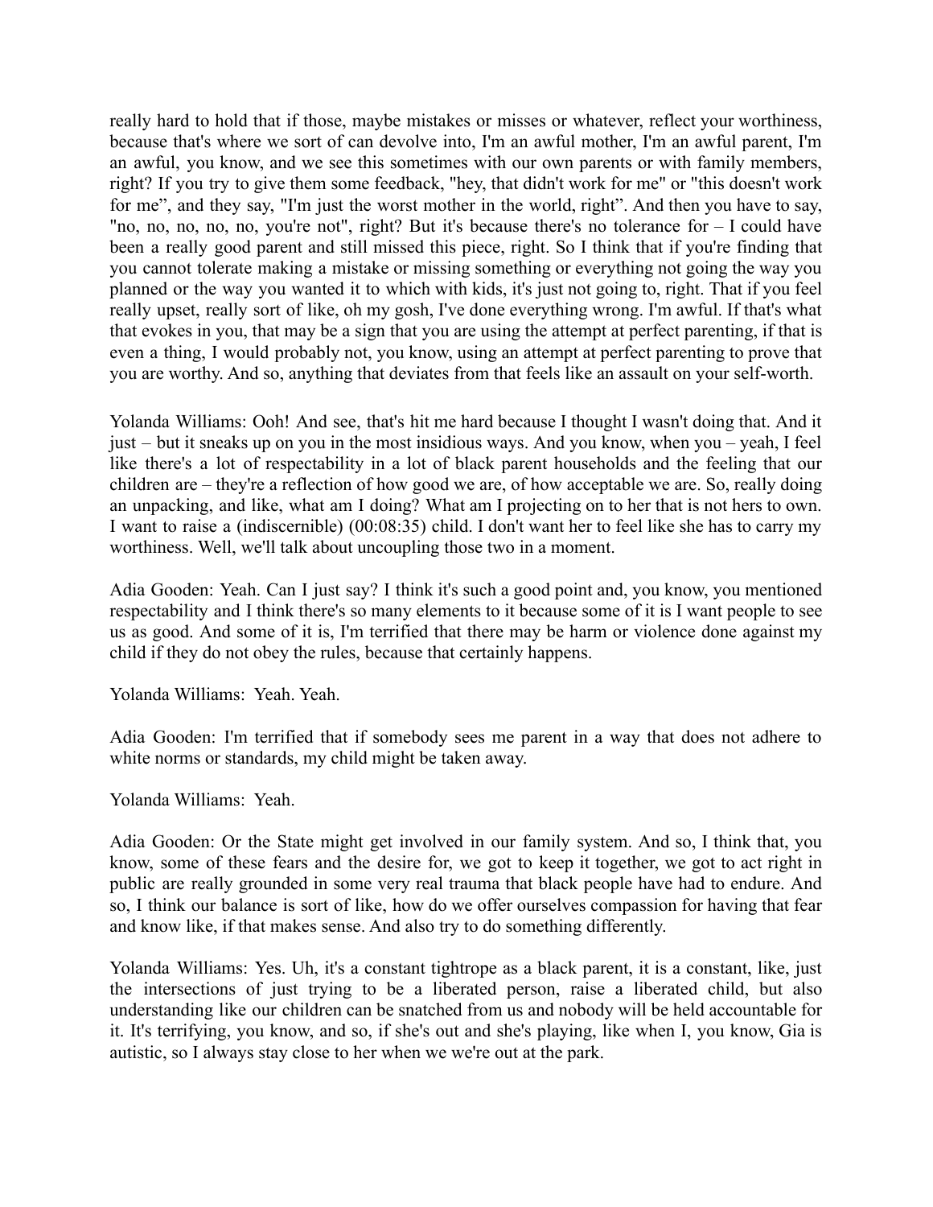really hard to hold that if those, maybe mistakes or misses or whatever, reflect your worthiness, because that's where we sort of can devolve into, I'm an awful mother, I'm an awful parent, I'm an awful, you know, and we see this sometimes with our own parents or with family members, right? If you try to give them some feedback, "hey, that didn't work for me" or "this doesn't work for me", and they say, "I'm just the worst mother in the world, right". And then you have to say, "no, no, no, no, no, you're not", right? But it's because there's no tolerance for – I could have been a really good parent and still missed this piece, right. So I think that if you're finding that you cannot tolerate making a mistake or missing something or everything not going the way you planned or the way you wanted it to which with kids, it's just not going to, right. That if you feel really upset, really sort of like, oh my gosh, I've done everything wrong. I'm awful. If that's what that evokes in you, that may be a sign that you are using the attempt at perfect parenting, if that is even a thing, I would probably not, you know, using an attempt at perfect parenting to prove that you are worthy. And so, anything that deviates from that feels like an assault on your self-worth.

Yolanda Williams: Ooh! And see, that's hit me hard because I thought I wasn't doing that. And it just – but it sneaks up on you in the most insidious ways. And you know, when you – yeah, I feel like there's a lot of respectability in a lot of black parent households and the feeling that our children are – they're a reflection of how good we are, of how acceptable we are. So, really doing an unpacking, and like, what am I doing? What am I projecting on to her that is not hers to own. I want to raise a (indiscernible) (00:08:35) child. I don't want her to feel like she has to carry my worthiness. Well, we'll talk about uncoupling those two in a moment.

Adia Gooden: Yeah. Can I just say? I think it's such a good point and, you know, you mentioned respectability and I think there's so many elements to it because some of it is I want people to see us as good. And some of it is, I'm terrified that there may be harm or violence done against my child if they do not obey the rules, because that certainly happens.

Yolanda Williams: Yeah. Yeah.

Adia Gooden: I'm terrified that if somebody sees me parent in a way that does not adhere to white norms or standards, my child might be taken away.

Yolanda Williams: Yeah.

Adia Gooden: Or the State might get involved in our family system. And so, I think that, you know, some of these fears and the desire for, we got to keep it together, we got to act right in public are really grounded in some very real trauma that black people have had to endure. And so, I think our balance is sort of like, how do we offer ourselves compassion for having that fear and know like, if that makes sense. And also try to do something differently.

Yolanda Williams: Yes. Uh, it's a constant tightrope as a black parent, it is a constant, like, just the intersections of just trying to be a liberated person, raise a liberated child, but also understanding like our children can be snatched from us and nobody will be held accountable for it. It's terrifying, you know, and so, if she's out and she's playing, like when I, you know, Gia is autistic, so I always stay close to her when we we're out at the park.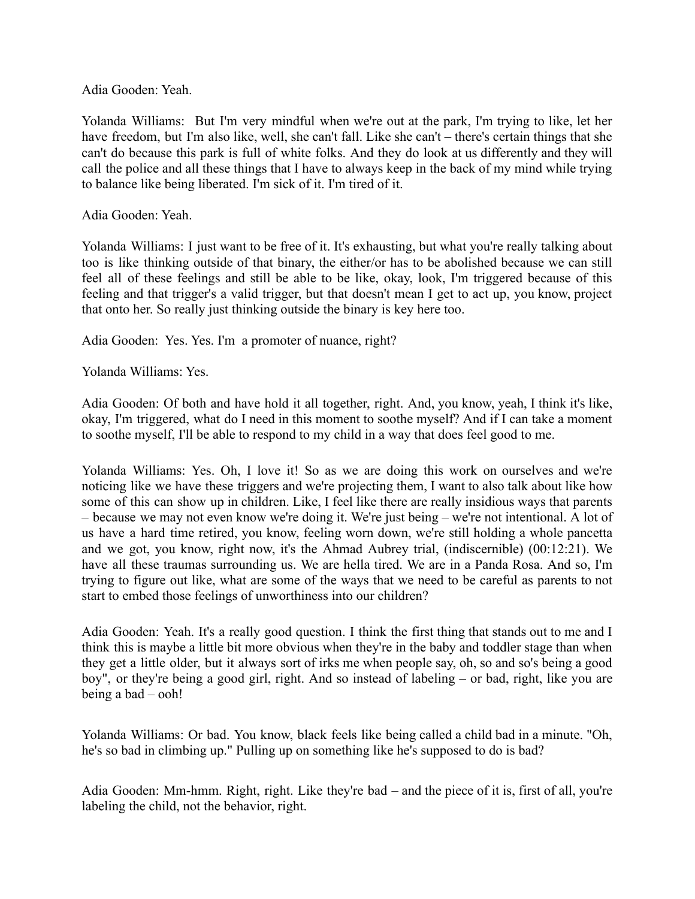Adia Gooden: Yeah.

Yolanda Williams:  But I'm very mindful when we're out at the park, I'm trying to like, let her have freedom, but I'm also like, well, she can't fall. Like she can't – there's certain things that she can't do because this park is full of white folks. And they do look at us differently and they will call the police and all these things that I have to always keep in the back of my mind while trying to balance like being liberated. I'm sick of it. I'm tired of it.

Adia Gooden: Yeah.

Yolanda Williams: I just want to be free of it. It's exhausting, but what you're really talking about too is like thinking outside of that binary, the either/or has to be abolished because we can still feel all of these feelings and still be able to be like, okay, look, I'm triggered because of this feeling and that trigger's a valid trigger, but that doesn't mean I get to act up, you know, project that onto her. So really just thinking outside the binary is key here too.

Adia Gooden:  Yes. Yes. I'm  a promoter of nuance, right?

Yolanda Williams: Yes.

Adia Gooden: Of both and have hold it all together, right. And, you know, yeah, I think it's like, okay, I'm triggered, what do I need in this moment to soothe myself? And if I can take a moment to soothe myself, I'll be able to respond to my child in a way that does feel good to me.

Yolanda Williams: Yes. Oh, I love it! So as we are doing this work on ourselves and we're noticing like we have these triggers and we're projecting them, I want to also talk about like how some of this can show up in children. Like, I feel like there are really insidious ways that parents – because we may not even know we're doing it. We're just being – we're not intentional. A lot of us have a hard time retired, you know, feeling worn down, we're still holding a whole pancetta and we got, you know, right now, it's the Ahmad Aubrey trial, (indiscernible) (00:12:21). We have all these traumas surrounding us. We are hella tired. We are in a Panda Rosa. And so, I'm trying to figure out like, what are some of the ways that we need to be careful as parents to not start to embed those feelings of unworthiness into our children?

Adia Gooden: Yeah. It's a really good question. I think the first thing that stands out to me and I think this is maybe a little bit more obvious when they're in the baby and toddler stage than when they get a little older, but it always sort of irks me when people say, oh, so and so's being a good boy", or they're being a good girl, right. And so instead of labeling – or bad, right, like you are being a bad – ooh!

Yolanda Williams: Or bad. You know, black feels like being called a child bad in a minute. "Oh, he's so bad in climbing up." Pulling up on something like he's supposed to do is bad?

Adia Gooden: Mm-hmm. Right, right. Like they're bad – and the piece of it is, first of all, you're labeling the child, not the behavior, right.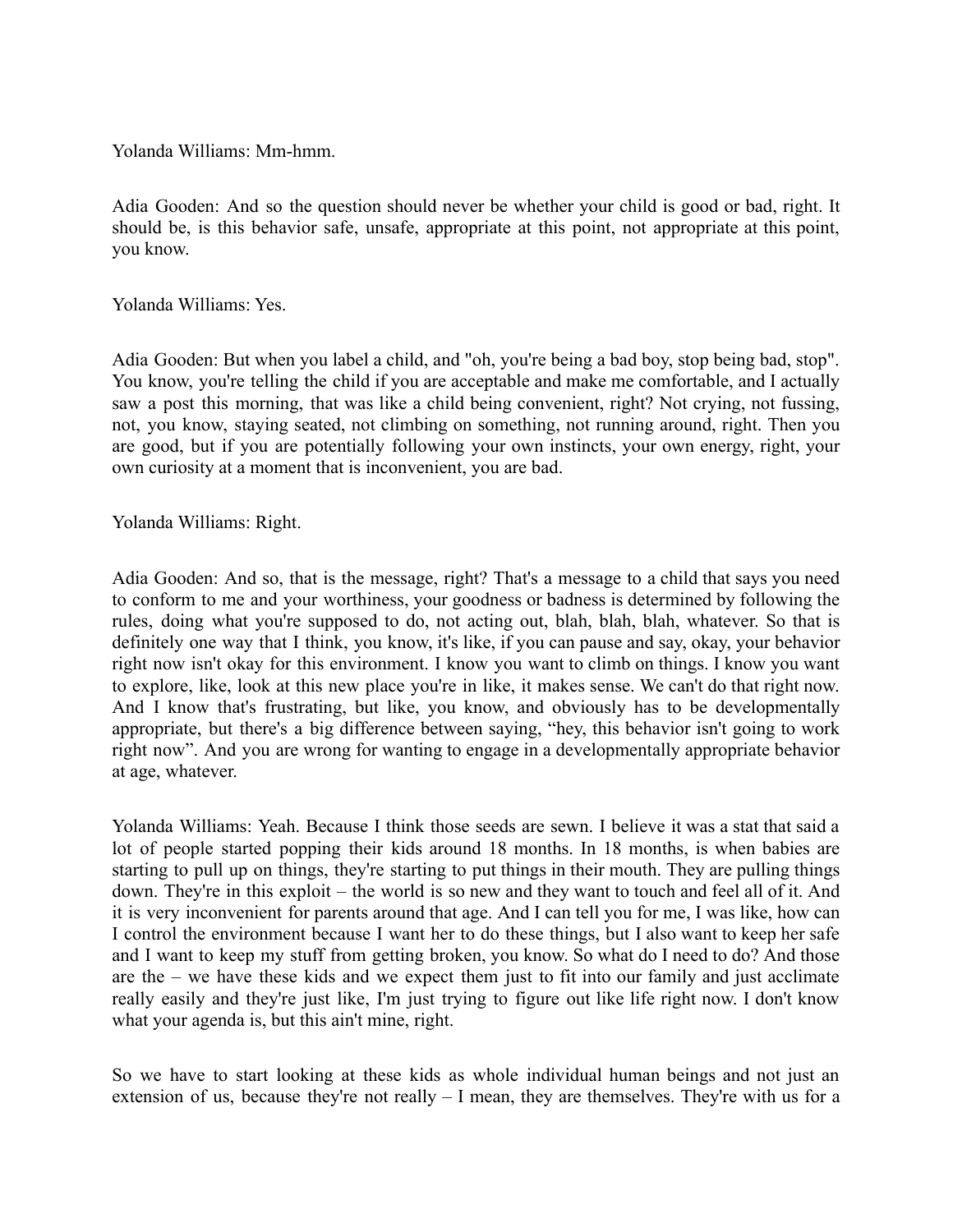Yolanda Williams: Mm-hmm.

Adia Gooden: And so the question should never be whether your child is good or bad, right. It should be, is this behavior safe, unsafe, appropriate at this point, not appropriate at this point, you know.

Yolanda Williams: Yes.

Adia Gooden: But when you label a child, and "oh, you're being a bad boy, stop being bad, stop". You know, you're telling the child if you are acceptable and make me comfortable, and I actually saw a post this morning, that was like a child being convenient, right? Not crying, not fussing, not, you know, staying seated, not climbing on something, not running around, right. Then you are good, but if you are potentially following your own instincts, your own energy, right, your own curiosity at a moment that is inconvenient, you are bad.

Yolanda Williams: Right.

Adia Gooden: And so, that is the message, right? That's a message to a child that says you need to conform to me and your worthiness, your goodness or badness is determined by following the rules, doing what you're supposed to do, not acting out, blah, blah, blah, whatever. So that is definitely one way that I think, you know, it's like, if you can pause and say, okay, your behavior right now isn't okay for this environment. I know you want to climb on things. I know you want to explore, like, look at this new place you're in like, it makes sense. We can't do that right now. And I know that's frustrating, but like, you know, and obviously has to be developmentally appropriate, but there's a big difference between saying, "hey, this behavior isn't going to work right now". And you are wrong for wanting to engage in a developmentally appropriate behavior at age, whatever.

Yolanda Williams: Yeah. Because I think those seeds are sewn. I believe it was a stat that said a lot of people started popping their kids around 18 months. In 18 months, is when babies are starting to pull up on things, they're starting to put things in their mouth. They are pulling things down. They're in this exploit – the world is so new and they want to touch and feel all of it. And it is very inconvenient for parents around that age. And I can tell you for me, I was like, how can I control the environment because I want her to do these things, but I also want to keep her safe and I want to keep my stuff from getting broken, you know. So what do I need to do? And those are the – we have these kids and we expect them just to fit into our family and just acclimate really easily and they're just like, I'm just trying to figure out like life right now. I don't know what your agenda is, but this ain't mine, right.

So we have to start looking at these kids as whole individual human beings and not just an extension of us, because they're not really – I mean, they are themselves. They're with us for a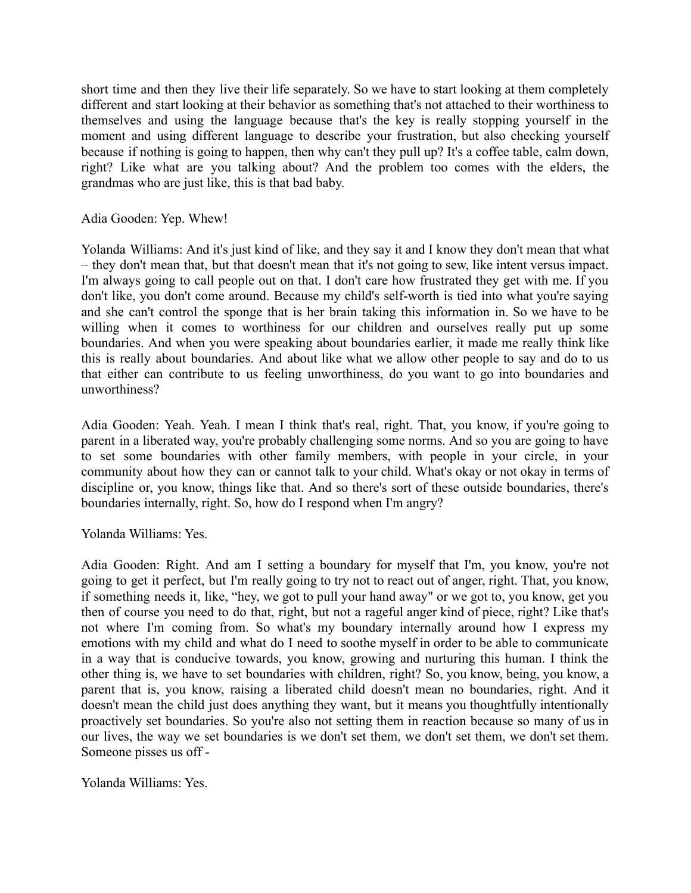short time and then they live their life separately. So we have to start looking at them completely different and start looking at their behavior as something that's not attached to their worthiness to themselves and using the language because that's the key is really stopping yourself in the moment and using different language to describe your frustration, but also checking yourself because if nothing is going to happen, then why can't they pull up? It's a coffee table, calm down, right? Like what are you talking about? And the problem too comes with the elders, the grandmas who are just like, this is that bad baby.

Adia Gooden: Yep. Whew!

Yolanda Williams: And it's just kind of like, and they say it and I know they don't mean that what – they don't mean that, but that doesn't mean that it's not going to sew, like intent versus impact. I'm always going to call people out on that. I don't care how frustrated they get with me. If you don't like, you don't come around. Because my child's self-worth is tied into what you're saying and she can't control the sponge that is her brain taking this information in. So we have to be willing when it comes to worthiness for our children and ourselves really put up some boundaries. And when you were speaking about boundaries earlier, it made me really think like this is really about boundaries. And about like what we allow other people to say and do to us that either can contribute to us feeling unworthiness, do you want to go into boundaries and unworthiness?

Adia Gooden: Yeah. Yeah. I mean I think that's real, right. That, you know, if you're going to parent in a liberated way, you're probably challenging some norms. And so you are going to have to set some boundaries with other family members, with people in your circle, in your community about how they can or cannot talk to your child. What's okay or not okay in terms of discipline or, you know, things like that. And so there's sort of these outside boundaries, there's boundaries internally, right. So, how do I respond when I'm angry?

Yolanda Williams: Yes.

Adia Gooden: Right. And am I setting a boundary for myself that I'm, you know, you're not going to get it perfect, but I'm really going to try not to react out of anger, right. That, you know, if something needs it, like, "hey, we got to pull your hand away" or we got to, you know, get you then of course you need to do that, right, but not a rageful anger kind of piece, right? Like that's not where I'm coming from. So what's my boundary internally around how I express my emotions with my child and what do I need to soothe myself in order to be able to communicate in a way that is conducive towards, you know, growing and nurturing this human. I think the other thing is, we have to set boundaries with children, right? So, you know, being, you know, a parent that is, you know, raising a liberated child doesn't mean no boundaries, right. And it doesn't mean the child just does anything they want, but it means you thoughtfully intentionally proactively set boundaries. So you're also not setting them in reaction because so many of us in our lives, the way we set boundaries is we don't set them, we don't set them, we don't set them. Someone pisses us off -

Yolanda Williams: Yes.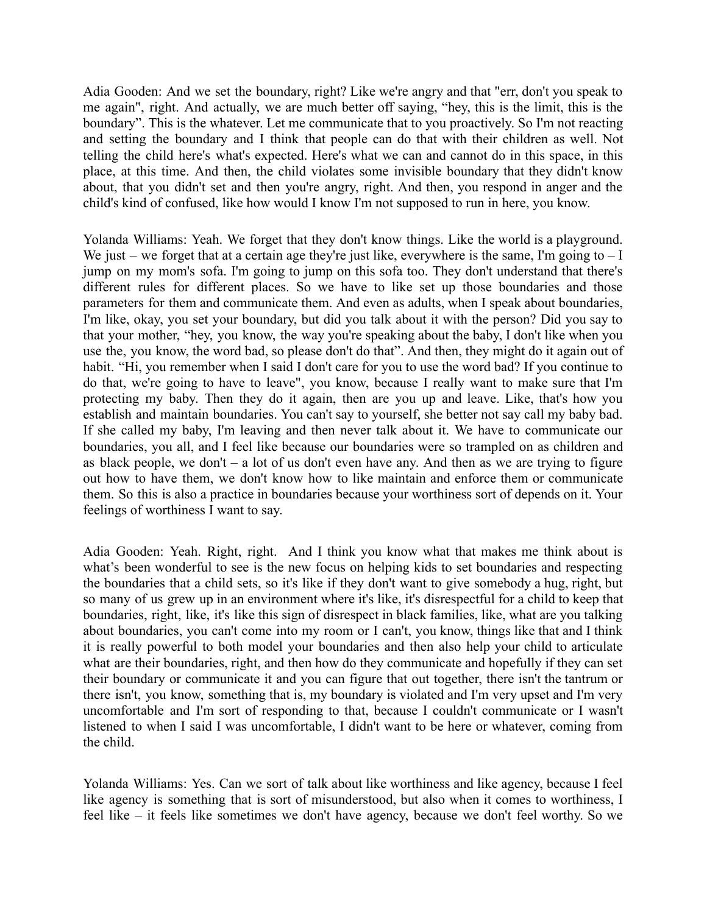Adia Gooden: And we set the boundary, right? Like we're angry and that "err, don't you speak to me again", right. And actually, we are much better off saying, "hey, this is the limit, this is the boundary". This is the whatever. Let me communicate that to you proactively. So I'm not reacting and setting the boundary and I think that people can do that with their children as well. Not telling the child here's what's expected. Here's what we can and cannot do in this space, in this place, at this time. And then, the child violates some invisible boundary that they didn't know about, that you didn't set and then you're angry, right. And then, you respond in anger and the child's kind of confused, like how would I know I'm not supposed to run in here, you know.

Yolanda Williams: Yeah. We forget that they don't know things. Like the world is a playground. We just – we forget that at a certain age they're just like, everywhere is the same, I'm going to – I jump on my mom's sofa. I'm going to jump on this sofa too. They don't understand that there's different rules for different places. So we have to like set up those boundaries and those parameters for them and communicate them. And even as adults, when I speak about boundaries, I'm like, okay, you set your boundary, but did you talk about it with the person? Did you say to that your mother, "hey, you know, the way you're speaking about the baby, I don't like when you use the, you know, the word bad, so please don't do that". And then, they might do it again out of habit. "Hi, you remember when I said I don't care for you to use the word bad? If you continue to do that, we're going to have to leave", you know, because I really want to make sure that I'm protecting my baby. Then they do it again, then are you up and leave. Like, that's how you establish and maintain boundaries. You can't say to yourself, she better not say call my baby bad. If she called my baby, I'm leaving and then never talk about it. We have to communicate our boundaries, you all, and I feel like because our boundaries were so trampled on as children and as black people, we don't – a lot of us don't even have any. And then as we are trying to figure out how to have them, we don't know how to like maintain and enforce them or communicate them. So this is also a practice in boundaries because your worthiness sort of depends on it. Your feelings of worthiness I want to say.

Adia Gooden: Yeah. Right, right. And I think you know what that makes me think about is what's been wonderful to see is the new focus on helping kids to set boundaries and respecting the boundaries that a child sets, so it's like if they don't want to give somebody a hug, right, but so many of us grew up in an environment where it's like, it's disrespectful for a child to keep that boundaries, right, like, it's like this sign of disrespect in black families, like, what are you talking about boundaries, you can't come into my room or I can't, you know, things like that and I think it is really powerful to both model your boundaries and then also help your child to articulate what are their boundaries, right, and then how do they communicate and hopefully if they can set their boundary or communicate it and you can figure that out together, there isn't the tantrum or there isn't, you know, something that is, my boundary is violated and I'm very upset and I'm very uncomfortable and I'm sort of responding to that, because I couldn't communicate or I wasn't listened to when I said I was uncomfortable, I didn't want to be here or whatever, coming from the child.

Yolanda Williams: Yes. Can we sort of talk about like worthiness and like agency, because I feel like agency is something that is sort of misunderstood, but also when it comes to worthiness, I feel like – it feels like sometimes we don't have agency, because we don't feel worthy. So we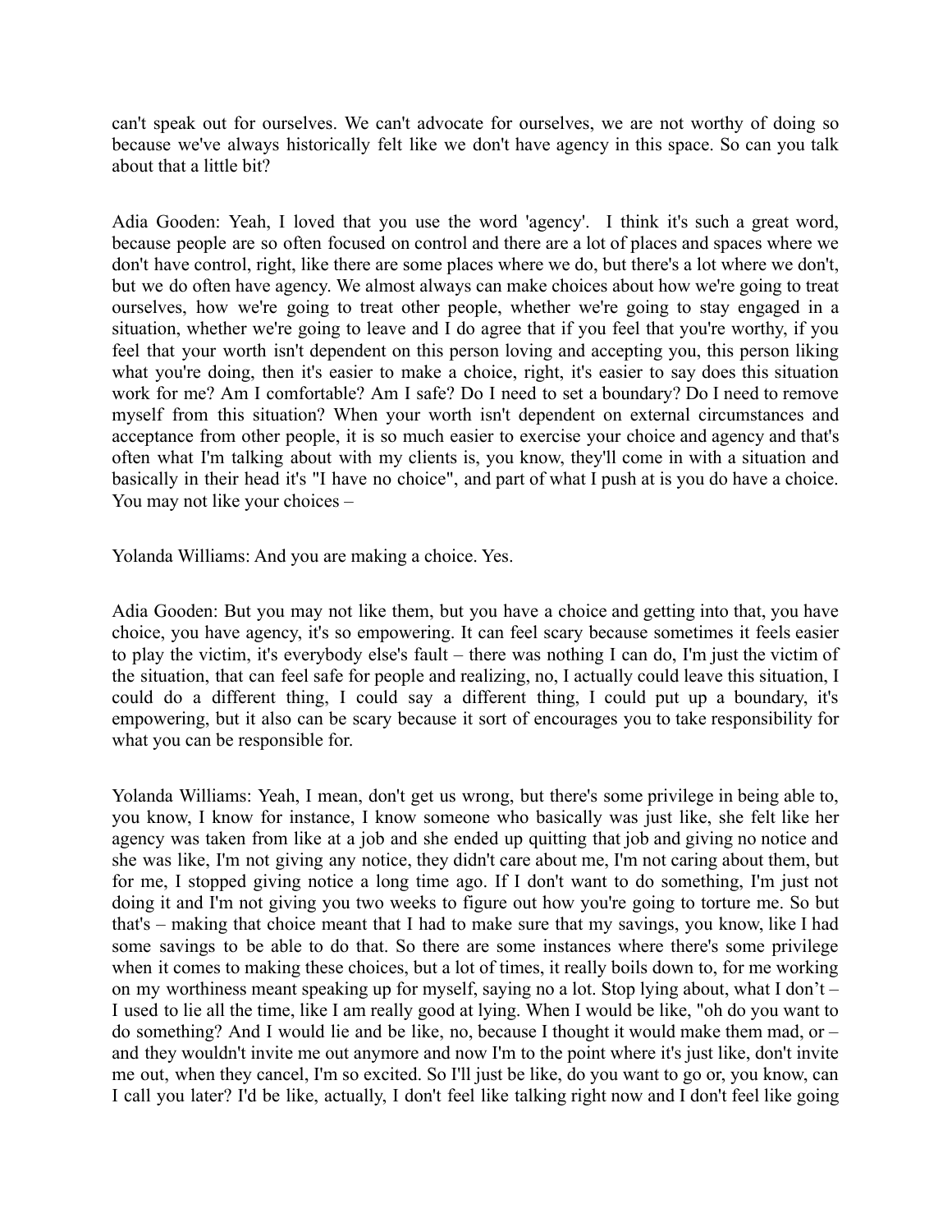can't speak out for ourselves. We can't advocate for ourselves, we are not worthy of doing so because we've always historically felt like we don't have agency in this space. So can you talk about that a little bit?

Adia Gooden: Yeah, I loved that you use the word 'agency'. I think it's such a great word, because people are so often focused on control and there are a lot of places and spaces where we don't have control, right, like there are some places where we do, but there's a lot where we don't, but we do often have agency. We almost always can make choices about how we're going to treat ourselves, how we're going to treat other people, whether we're going to stay engaged in a situation, whether we're going to leave and I do agree that if you feel that you're worthy, if you feel that your worth isn't dependent on this person loving and accepting you, this person liking what you're doing, then it's easier to make a choice, right, it's easier to say does this situation work for me? Am I comfortable? Am I safe? Do I need to set a boundary? Do I need to remove myself from this situation? When your worth isn't dependent on external circumstances and acceptance from other people, it is so much easier to exercise your choice and agency and that's often what I'm talking about with my clients is, you know, they'll come in with a situation and basically in their head it's "I have no choice", and part of what I push at is you do have a choice. You may not like your choices –

Yolanda Williams: And you are making a choice. Yes.

Adia Gooden: But you may not like them, but you have a choice and getting into that, you have choice, you have agency, it's so empowering. It can feel scary because sometimes it feels easier to play the victim, it's everybody else's fault – there was nothing I can do, I'm just the victim of the situation, that can feel safe for people and realizing, no, I actually could leave this situation, I could do a different thing, I could say a different thing, I could put up a boundary, it's empowering, but it also can be scary because it sort of encourages you to take responsibility for what you can be responsible for.

Yolanda Williams: Yeah, I mean, don't get us wrong, but there's some privilege in being able to, you know, I know for instance, I know someone who basically was just like, she felt like her agency was taken from like at a job and she ended up quitting that job and giving no notice and she was like, I'm not giving any notice, they didn't care about me, I'm not caring about them, but for me, I stopped giving notice a long time ago. If I don't want to do something, I'm just not doing it and I'm not giving you two weeks to figure out how you're going to torture me. So but that's – making that choice meant that I had to make sure that my savings, you know, like I had some savings to be able to do that. So there are some instances where there's some privilege when it comes to making these choices, but a lot of times, it really boils down to, for me working on my worthiness meant speaking up for myself, saying no a lot. Stop lying about, what I don't – I used to lie all the time, like I am really good at lying. When I would be like, "oh do you want to do something? And I would lie and be like, no, because I thought it would make them mad, or – and they wouldn't invite me out anymore and now I'm to the point where it's just like, don't invite me out, when they cancel, I'm so excited. So I'll just be like, do you want to go or, you know, can I call you later? I'd be like, actually, I don't feel like talking right now and I don't feel like going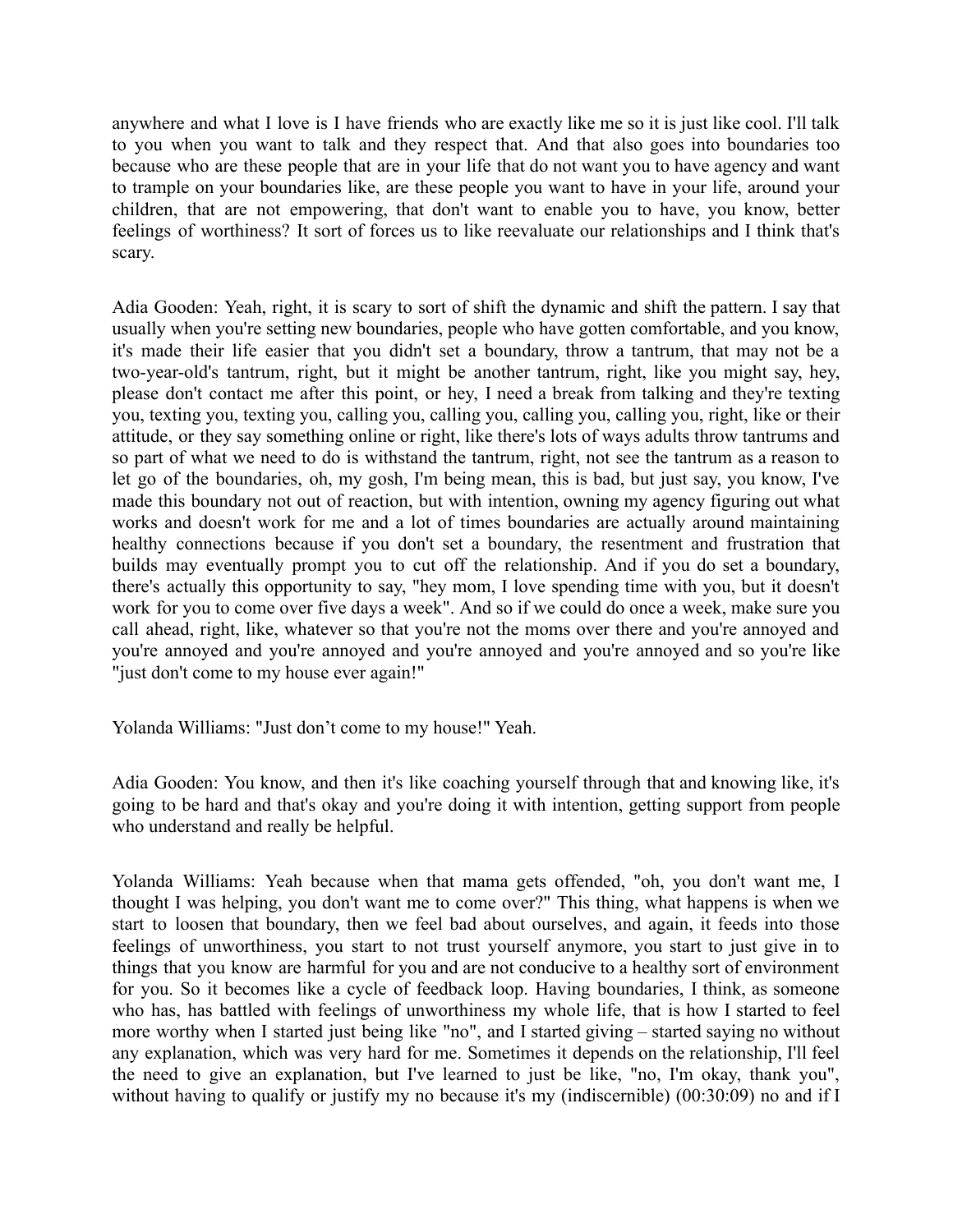anywhere and what I love is I have friends who are exactly like me so it is just like cool. I'll talk to you when you want to talk and they respect that. And that also goes into boundaries too because who are these people that are in your life that do not want you to have agency and want to trample on your boundaries like, are these people you want to have in your life, around your children, that are not empowering, that don't want to enable you to have, you know, better feelings of worthiness? It sort of forces us to like reevaluate our relationships and I think that's scary.

Adia Gooden: Yeah, right, it is scary to sort of shift the dynamic and shift the pattern. I say that usually when you're setting new boundaries, people who have gotten comfortable, and you know, it's made their life easier that you didn't set a boundary, throw a tantrum, that may not be a two-year-old's tantrum, right, but it might be another tantrum, right, like you might say, hey, please don't contact me after this point, or hey, I need a break from talking and they're texting you, texting you, texting you, calling you, calling you, calling you, calling you, right, like or their attitude, or they say something online or right, like there's lots of ways adults throw tantrums and so part of what we need to do is withstand the tantrum, right, not see the tantrum as a reason to let go of the boundaries, oh, my gosh, I'm being mean, this is bad, but just say, you know, I've made this boundary not out of reaction, but with intention, owning my agency figuring out what works and doesn't work for me and a lot of times boundaries are actually around maintaining healthy connections because if you don't set a boundary, the resentment and frustration that builds may eventually prompt you to cut off the relationship. And if you do set a boundary, there's actually this opportunity to say, "hey mom, I love spending time with you, but it doesn't work for you to come over five days a week". And so if we could do once a week, make sure you call ahead, right, like, whatever so that you're not the moms over there and you're annoyed and you're annoyed and you're annoyed and you're annoyed and you're annoyed and so you're like "just don't come to my house ever again!"

Yolanda Williams: "Just don't come to my house!" Yeah.

Adia Gooden: You know, and then it's like coaching yourself through that and knowing like, it's going to be hard and that's okay and you're doing it with intention, getting support from people who understand and really be helpful.

Yolanda Williams: Yeah because when that mama gets offended, "oh, you don't want me, I thought I was helping, you don't want me to come over?" This thing, what happens is when we start to loosen that boundary, then we feel bad about ourselves, and again, it feeds into those feelings of unworthiness, you start to not trust yourself anymore, you start to just give in to things that you know are harmful for you and are not conducive to a healthy sort of environment for you. So it becomes like a cycle of feedback loop. Having boundaries, I think, as someone who has, has battled with feelings of unworthiness my whole life, that is how I started to feel more worthy when I started just being like "no", and I started giving – started saying no without any explanation, which was very hard for me. Sometimes it depends on the relationship, I'll feel the need to give an explanation, but I've learned to just be like, "no, I'm okay, thank you", without having to qualify or justify my no because it's my (indiscernible) (00:30:09) no and if I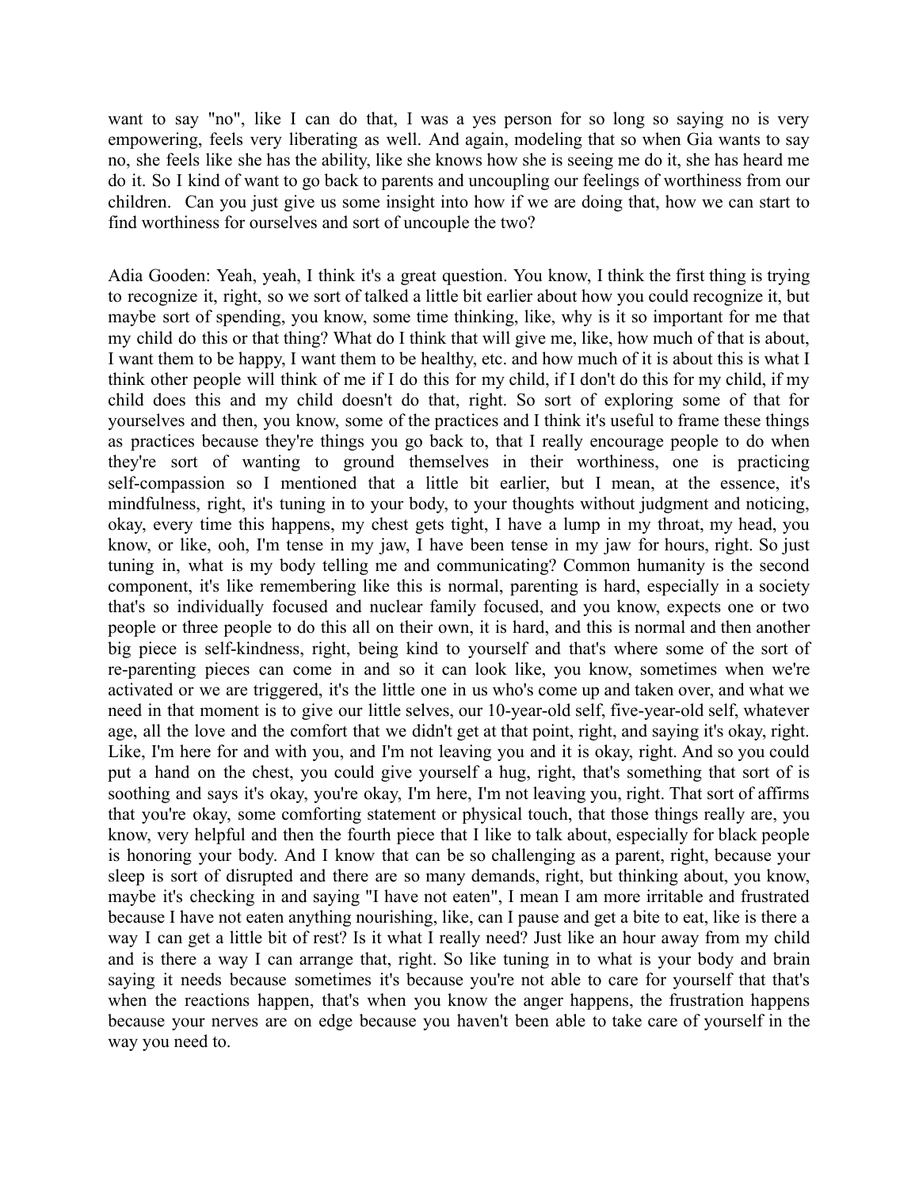want to say "no", like I can do that, I was a yes person for so long so saying no is very empowering, feels very liberating as well. And again, modeling that so when Gia wants to say no, she feels like she has the ability, like she knows how she is seeing me do it, she has heard me do it. So I kind of want to go back to parents and uncoupling our feelings of worthiness from our children. Can you just give us some insight into how if we are doing that, how we can start to find worthiness for ourselves and sort of uncouple the two?

Adia Gooden: Yeah, yeah, I think it's a great question. You know, I think the first thing is trying to recognize it, right, so we sort of talked a little bit earlier about how you could recognize it, but maybe sort of spending, you know, some time thinking, like, why is it so important for me that my child do this or that thing? What do I think that will give me, like, how much of that is about, I want them to be happy, I want them to be healthy, etc. and how much of it is about this is what I think other people will think of me if I do this for my child, if I don't do this for my child, if my child does this and my child doesn't do that, right. So sort of exploring some of that for yourselves and then, you know, some of the practices and I think it's useful to frame these things as practices because they're things you go back to, that I really encourage people to do when they're sort of wanting to ground themselves in their worthiness, one is practicing self-compassion so I mentioned that a little bit earlier, but I mean, at the essence, it's mindfulness, right, it's tuning in to your body, to your thoughts without judgment and noticing, okay, every time this happens, my chest gets tight, I have a lump in my throat, my head, you know, or like, ooh, I'm tense in my jaw, I have been tense in my jaw for hours, right. So just tuning in, what is my body telling me and communicating? Common humanity is the second component, it's like remembering like this is normal, parenting is hard, especially in a society that's so individually focused and nuclear family focused, and you know, expects one or two people or three people to do this all on their own, it is hard, and this is normal and then another big piece is self-kindness, right, being kind to yourself and that's where some of the sort of re-parenting pieces can come in and so it can look like, you know, sometimes when we're activated or we are triggered, it's the little one in us who's come up and taken over, and what we need in that moment is to give our little selves, our 10-year-old self, five-year-old self, whatever age, all the love and the comfort that we didn't get at that point, right, and saying it's okay, right. Like, I'm here for and with you, and I'm not leaving you and it is okay, right. And so you could put a hand on the chest, you could give yourself a hug, right, that's something that sort of is soothing and says it's okay, you're okay, I'm here, I'm not leaving you, right. That sort of affirms that you're okay, some comforting statement or physical touch, that those things really are, you know, very helpful and then the fourth piece that I like to talk about, especially for black people is honoring your body. And I know that can be so challenging as a parent, right, because your sleep is sort of disrupted and there are so many demands, right, but thinking about, you know, maybe it's checking in and saying "I have not eaten", I mean I am more irritable and frustrated because I have not eaten anything nourishing, like, can I pause and get a bite to eat, like is there a way I can get a little bit of rest? Is it what I really need? Just like an hour away from my child and is there a way I can arrange that, right. So like tuning in to what is your body and brain saying it needs because sometimes it's because you're not able to care for yourself that that's when the reactions happen, that's when you know the anger happens, the frustration happens because your nerves are on edge because you haven't been able to take care of yourself in the way you need to.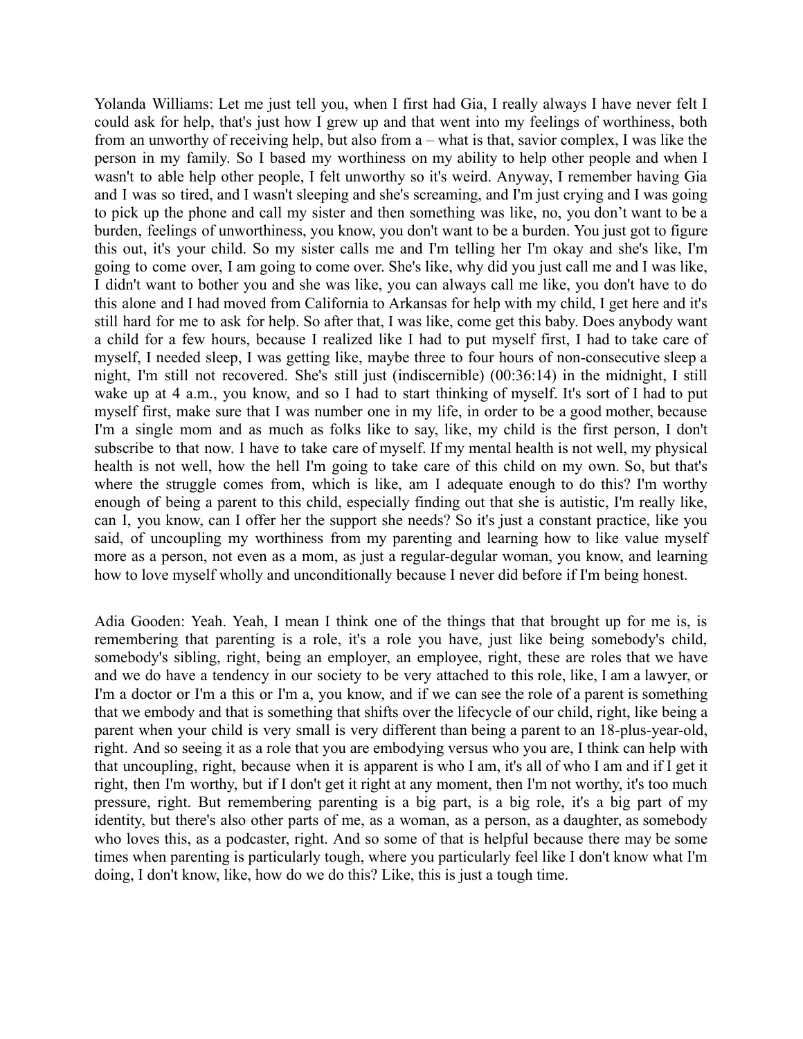Yolanda Williams: Let me just tell you, when I first had Gia, I really always I have never felt I could ask for help, that's just how I grew up and that went into my feelings of worthiness, both from an unworthy of receiving help, but also from a – what is that, savior complex, I was like the person in my family. So I based my worthiness on my ability to help other people and when I wasn't to able help other people, I felt unworthy so it's weird. Anyway, I remember having Gia and I was so tired, and I wasn't sleeping and she's screaming, and I'm just crying and I was going to pick up the phone and call my sister and then something was like, no, you don't want to be a burden, feelings of unworthiness, you know, you don't want to be a burden. You just got to figure this out, it's your child. So my sister calls me and I'm telling her I'm okay and she's like, I'm going to come over, I am going to come over. She's like, why did you just call me and I was like, I didn't want to bother you and she was like, you can always call me like, you don't have to do this alone and I had moved from California to Arkansas for help with my child, I get here and it's still hard for me to ask for help. So after that, I was like, come get this baby. Does anybody want a child for a few hours, because I realized like I had to put myself first, I had to take care of myself, I needed sleep, I was getting like, maybe three to four hours of non-consecutive sleep a night, I'm still not recovered. She's still just (indiscernible) (00:36:14) in the midnight, I still wake up at 4 a.m., you know, and so I had to start thinking of myself. It's sort of I had to put myself first, make sure that I was number one in my life, in order to be a good mother, because I'm a single mom and as much as folks like to say, like, my child is the first person, I don't subscribe to that now. I have to take care of myself. If my mental health is not well, my physical health is not well, how the hell I'm going to take care of this child on my own. So, but that's where the struggle comes from, which is like, am I adequate enough to do this? I'm worthy enough of being a parent to this child, especially finding out that she is autistic, I'm really like, can I, you know, can I offer her the support she needs? So it's just a constant practice, like you said, of uncoupling my worthiness from my parenting and learning how to like value myself more as a person, not even as a mom, as just a regular-degular woman, you know, and learning how to love myself wholly and unconditionally because I never did before if I'm being honest.

Adia Gooden: Yeah. Yeah, I mean I think one of the things that that brought up for me is, is remembering that parenting is a role, it's a role you have, just like being somebody's child, somebody's sibling, right, being an employer, an employee, right, these are roles that we have and we do have a tendency in our society to be very attached to this role, like, I am a lawyer, or I'm a doctor or I'm a this or I'm a, you know, and if we can see the role of a parent is something that we embody and that is something that shifts over the lifecycle of our child, right, like being a parent when your child is very small is very different than being a parent to an 18-plus-year-old, right. And so seeing it as a role that you are embodying versus who you are, I think can help with that uncoupling, right, because when it is apparent is who I am, it's all of who I am and if I get it right, then I'm worthy, but if I don't get it right at any moment, then I'm not worthy, it's too much pressure, right. But remembering parenting is a big part, is a big role, it's a big part of my identity, but there's also other parts of me, as a woman, as a person, as a daughter, as somebody who loves this, as a podcaster, right. And so some of that is helpful because there may be some times when parenting is particularly tough, where you particularly feel like I don't know what I'm doing, I don't know, like, how do we do this? Like, this is just a tough time.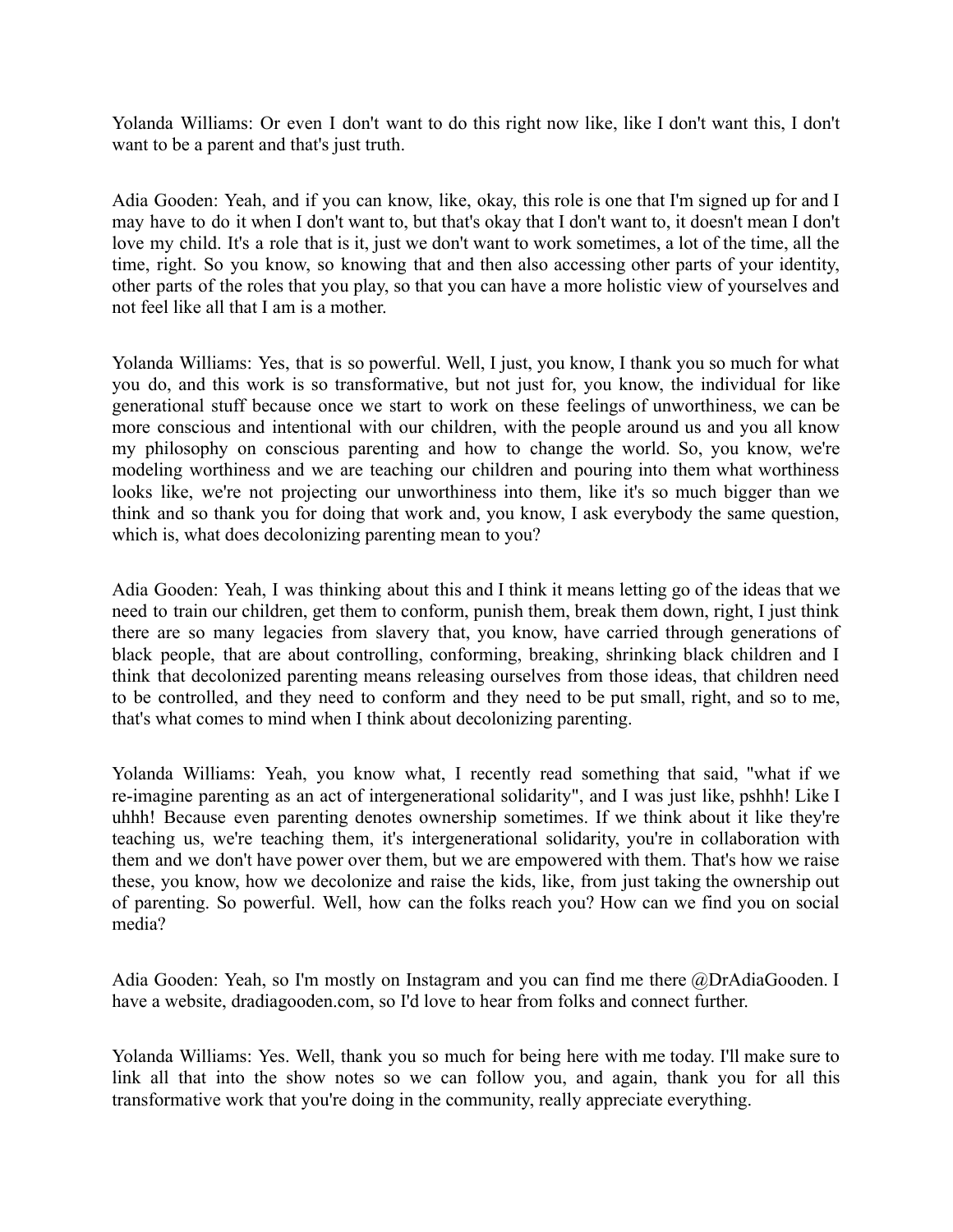Yolanda Williams: Or even I don't want to do this right now like, like I don't want this, I don't want to be a parent and that's just truth.

Adia Gooden: Yeah, and if you can know, like, okay, this role is one that I'm signed up for and I may have to do it when I don't want to, but that's okay that I don't want to, it doesn't mean I don't love my child. It's a role that is it, just we don't want to work sometimes, a lot of the time, all the time, right. So you know, so knowing that and then also accessing other parts of your identity, other parts of the roles that you play, so that you can have a more holistic view of yourselves and not feel like all that I am is a mother.

Yolanda Williams: Yes, that is so powerful. Well, I just, you know, I thank you so much for what you do, and this work is so transformative, but not just for, you know, the individual for like generational stuff because once we start to work on these feelings of unworthiness, we can be more conscious and intentional with our children, with the people around us and you all know my philosophy on conscious parenting and how to change the world. So, you know, we're modeling worthiness and we are teaching our children and pouring into them what worthiness looks like, we're not projecting our unworthiness into them, like it's so much bigger than we think and so thank you for doing that work and, you know, I ask everybody the same question, which is, what does decolonizing parenting mean to you?

Adia Gooden: Yeah, I was thinking about this and I think it means letting go of the ideas that we need to train our children, get them to conform, punish them, break them down, right, I just think there are so many legacies from slavery that, you know, have carried through generations of black people, that are about controlling, conforming, breaking, shrinking black children and I think that decolonized parenting means releasing ourselves from those ideas, that children need to be controlled, and they need to conform and they need to be put small, right, and so to me, that's what comes to mind when I think about decolonizing parenting.

Yolanda Williams: Yeah, you know what, I recently read something that said, "what if we re-imagine parenting as an act of intergenerational solidarity", and I was just like, pshhh! Like I uhhh! Because even parenting denotes ownership sometimes. If we think about it like they're teaching us, we're teaching them, it's intergenerational solidarity, you're in collaboration with them and we don't have power over them, but we are empowered with them. That's how we raise these, you know, how we decolonize and raise the kids, like, from just taking the ownership out of parenting. So powerful. Well, how can the folks reach you? How can we find you on social media?

Adia Gooden: Yeah, so I'm mostly on Instagram and you can find me there @DrAdiaGooden. I have a website, dradiagooden.com, so I'd love to hear from folks and connect further.

Yolanda Williams: Yes. Well, thank you so much for being here with me today. I'll make sure to link all that into the show notes so we can follow you, and again, thank you for all this transformative work that you're doing in the community, really appreciate everything.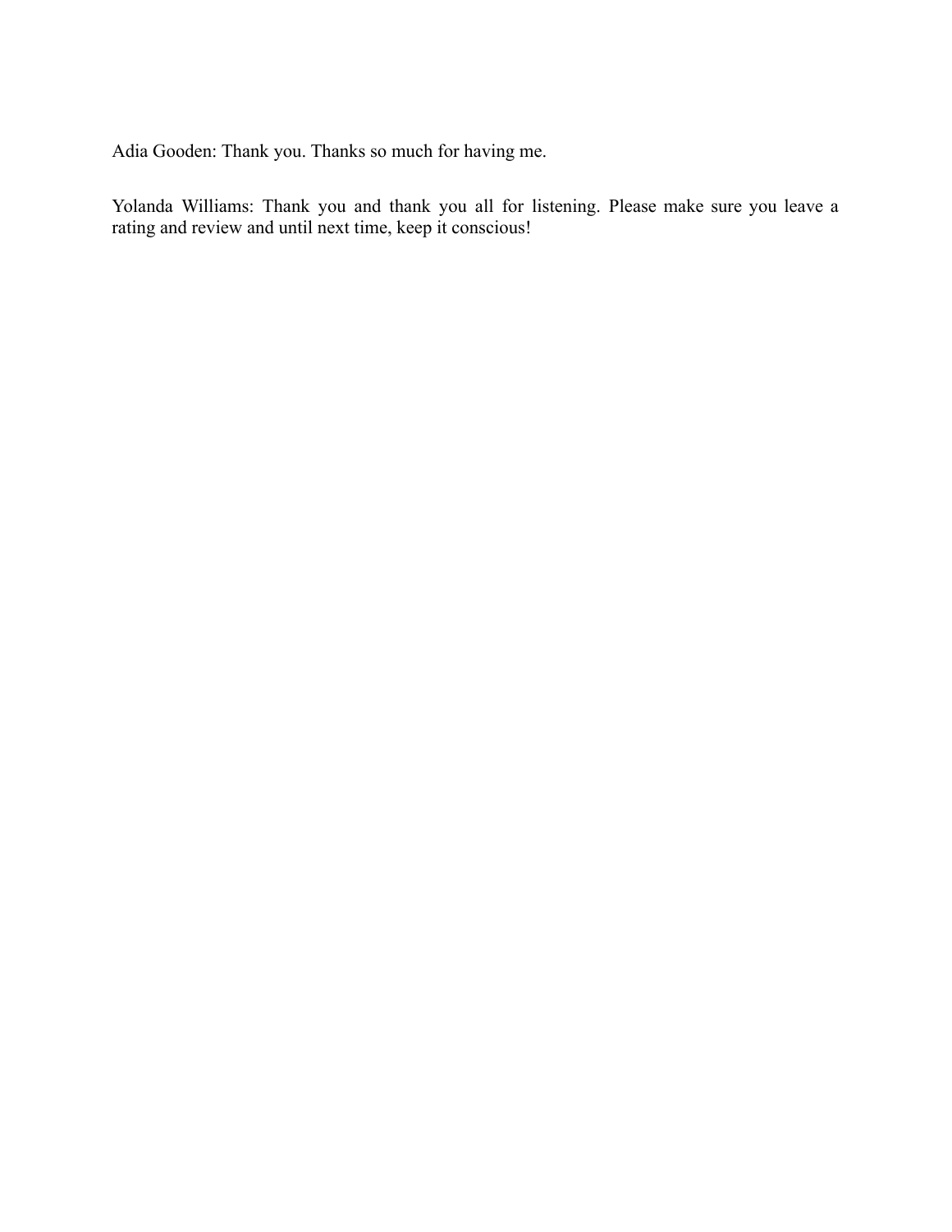Adia Gooden: Thank you. Thanks so much for having me.

Yolanda Williams: Thank you and thank you all for listening. Please make sure you leave a rating and review and until next time, keep it conscious!